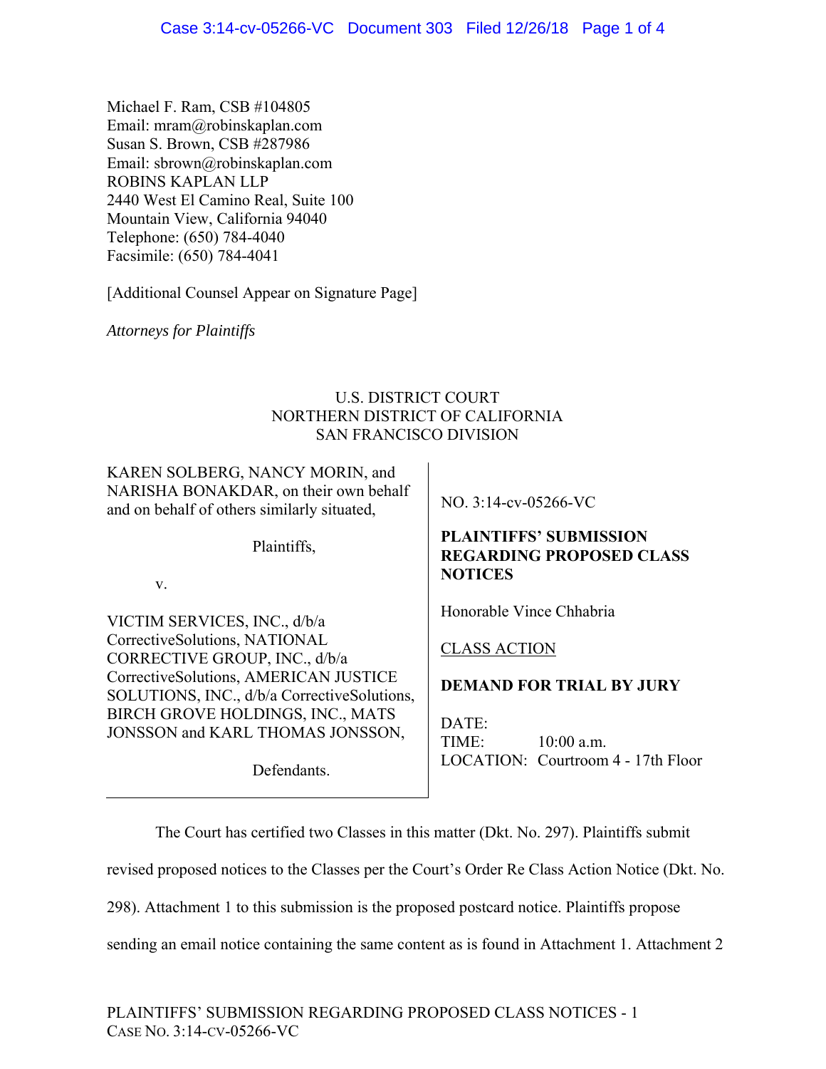Michael F. Ram, CSB #104805
Email: mram@robinskaplan.com
Susan S. Brown, CSB #287986
Email: sbrown@robinskaplan.com
ROBINS KAPLAN LLP
2440 West El Camino Real, Suite 100
Mountain View, California 94040
Telephone: (650) 784-4040
Facsimile: (650) 784-4041

[Additional Counsel Appear on Signature Page]

*Attorneys for Plaintiffs*

U.S. DISTRICT COURT
NORTHERN DISTRICT OF CALIFORNIA
SAN FRANCISCO DIVISION

KAREN SOLBERG, NANCY MORIN, and NARISHA BONAKDAR, on their own behalf and on behalf of others similarly situated,

Plaintiffs,

v.

VICTIM SERVICES, INC., d/b/a CorrectiveSolutions, NATIONAL CORRECTIVE GROUP, INC., d/b/a CorrectiveSolutions, AMERICAN JUSTICE SOLUTIONS, INC., d/b/a CorrectiveSolutions, BIRCH GROVE HOLDINGS, INC., MATS JONSSON and KARL THOMAS JONSSON,

Defendants.

NO. 3:14-cv-05266-VC

**PLAINTIFFS' SUBMISSION REGARDING PROPOSED CLASS NOTICES**

Honorable Vince Chhabria

CLASS ACTION

**DEMAND FOR TRIAL BY JURY**

DATE:
TIME: 10:00 a.m.
LOCATION: Courtroom 4 - 17th Floor

The Court has certified two Classes in this matter (Dkt. No. 297). Plaintiffs submit revised proposed notices to the Classes per the Court's Order Re Class Action Notice (Dkt. No. 298). Attachment 1 to this submission is the proposed postcard notice. Plaintiffs propose sending an email notice containing the same content as is found in Attachment 1. Attachment 2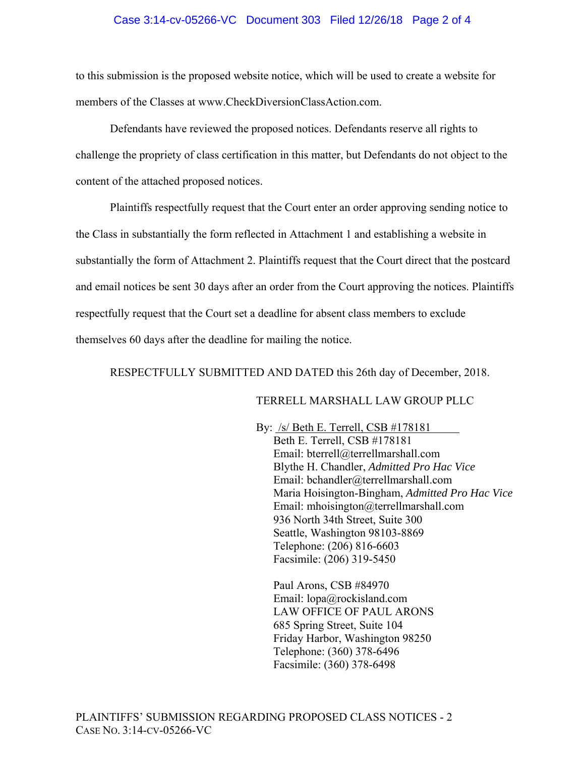to this submission is the proposed website notice, which will be used to create a website for members of the Classes at www.CheckDiversionClassAction.com.

Defendants have reviewed the proposed notices. Defendants reserve all rights to challenge the propriety of class certification in this matter, but Defendants do not object to the content of the attached proposed notices.

Plaintiffs respectfully request that the Court enter an order approving sending notice to the Class in substantially the form reflected in Attachment 1 and establishing a website in substantially the form of Attachment 2. Plaintiffs request that the Court direct that the postcard and email notices be sent 30 days after an order from the Court approving the notices. Plaintiffs respectfully request that the Court set a deadline for absent class members to exclude themselves 60 days after the deadline for mailing the notice.

RESPECTFULLY SUBMITTED AND DATED this 26th day of December, 2018.

TERRELL MARSHALL LAW GROUP PLLC

By: /s/ Beth E. Terrell, CSB #178181
Beth E. Terrell, CSB #178181
Email: bterrell@terrellmarshall.com
Blythe H. Chandler, *Admitted Pro Hac Vice*
Email: bchandler@terrellmarshall.com
Maria Hoisington-Bingham, *Admitted Pro Hac Vice*
Email: mhoisington@terrellmarshall.com
936 North 34th Street, Suite 300
Seattle, Washington 98103-8869
Telephone: (206) 816-6603
Facsimile: (206) 319-5450

Paul Arons, CSB #84970
Email: lopa@rockisland.com
LAW OFFICE OF PAUL ARONS
685 Spring Street, Suite 104
Friday Harbor, Washington 98250
Telephone: (360) 378-6496
Facsimile: (360) 378-6498

PLAINTIFFS' SUBMISSION REGARDING PROPOSED CLASS NOTICES - 2
CASE NO. 3:14-CV-05266-VC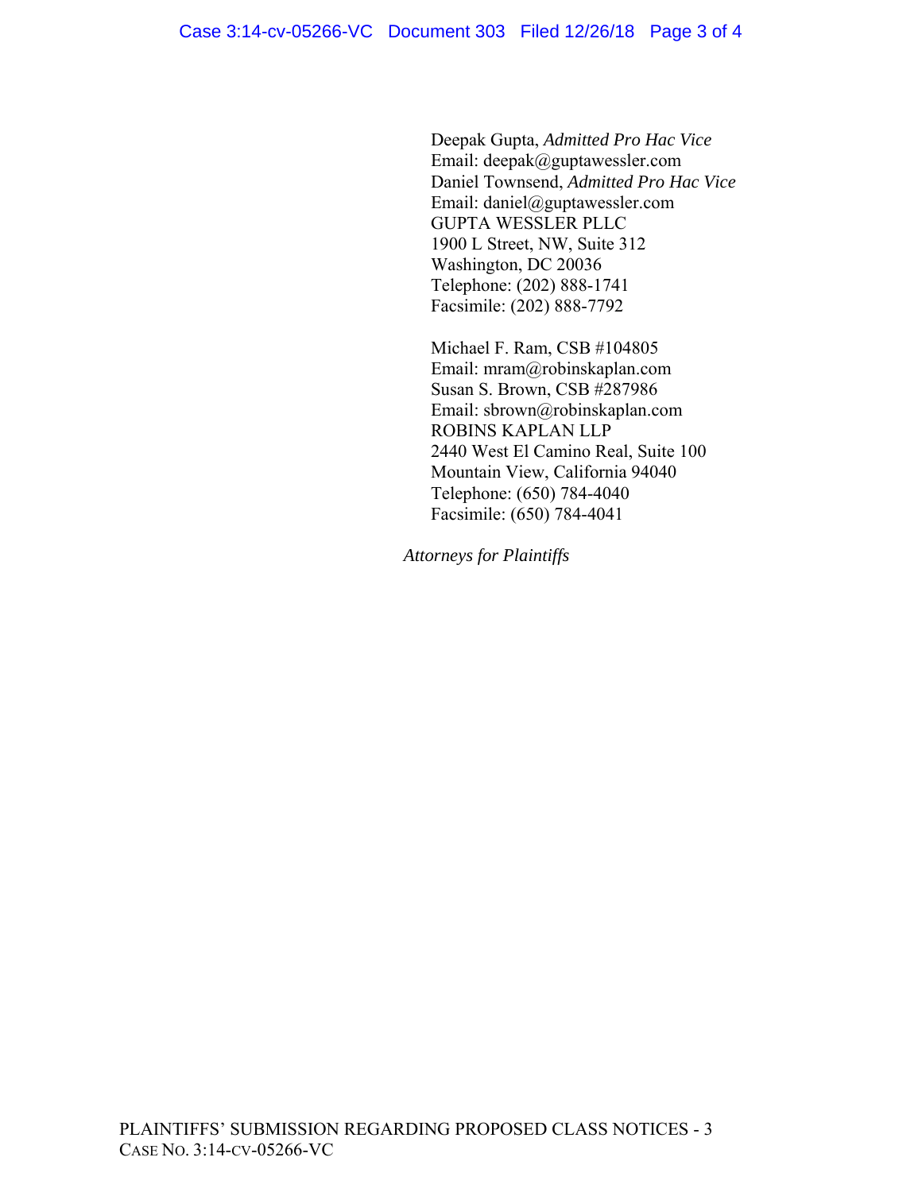Deepak Gupta, *Admitted Pro Hac Vice*
Email: deepak@guptawessler.com
Daniel Townsend, *Admitted Pro Hac Vice*
Email: daniel@guptawessler.com
GUPTA WESSLER PLLC
1900 L Street, NW, Suite 312
Washington, DC 20036
Telephone: (202) 888-1741
Facsimile: (202) 888-7792

Michael F. Ram, CSB #104805
Email: mram@robinskaplan.com
Susan S. Brown, CSB #287986
Email: sbrown@robinskaplan.com
ROBINS KAPLAN LLP
2440 West El Camino Real, Suite 100
Mountain View, California 94040
Telephone: (650) 784-4040
Facsimile: (650) 784-4041

*Attorneys for Plaintiffs*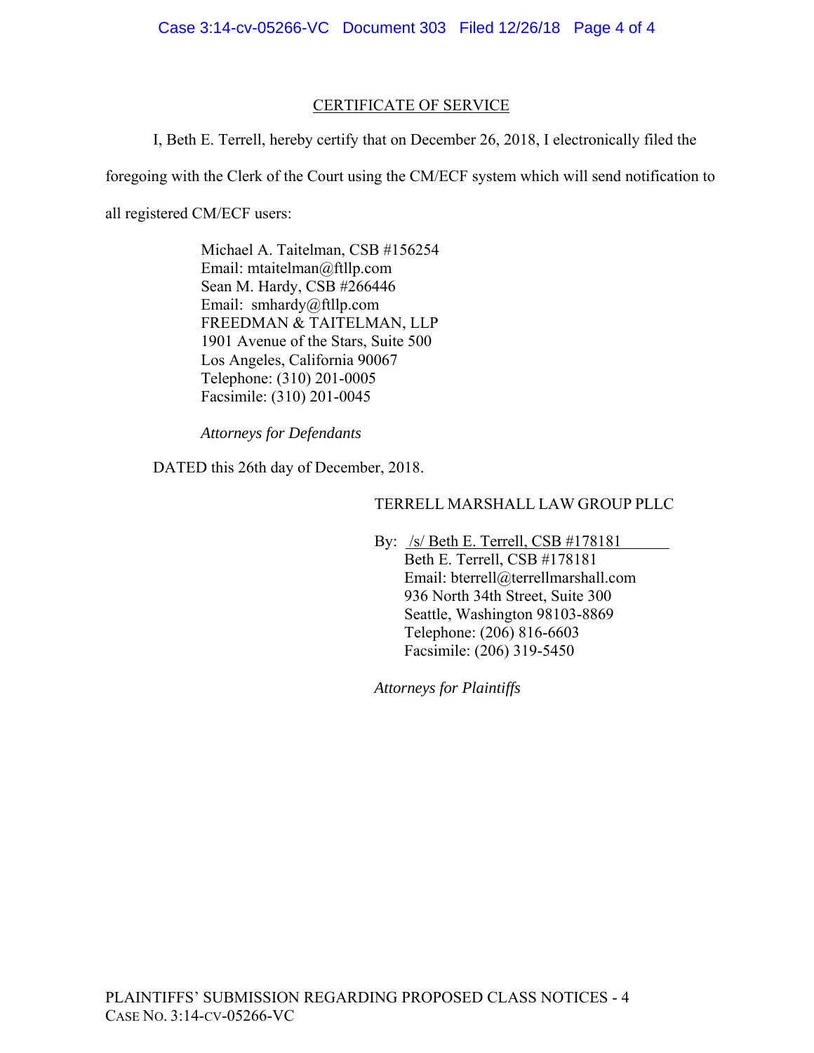CERTIFICATE OF SERVICE

I, Beth E. Terrell, hereby certify that on December 26, 2018, I electronically filed the foregoing with the Clerk of the Court using the CM/ECF system which will send notification to all registered CM/ECF users:

Michael A. Taitelman, CSB #156254  
Email: mtaitelman@ftllp.com  
Sean M. Hardy, CSB #266446  
Email: smhardy@ftllp.com  
FREEDMAN & TAITELMAN, LLP  
1901 Avenue of the Stars, Suite 500  
Los Angeles, California 90067  
Telephone: (310) 201-0005  
Facsimile: (310) 201-0045

*Attorneys for Defendants*

DATED this 26th day of December, 2018.

TERRELL MARSHALL LAW GROUP PLLC

By: /s/ Beth E. Terrell, CSB #178181  
Beth E. Terrell, CSB #178181  
Email: bterrell@terrellmarshall.com  
936 North 34th Street, Suite 300  
Seattle, Washington 98103-8869  
Telephone: (206) 816-6603  
Facsimile: (206) 319-5450

*Attorneys for Plaintiffs*